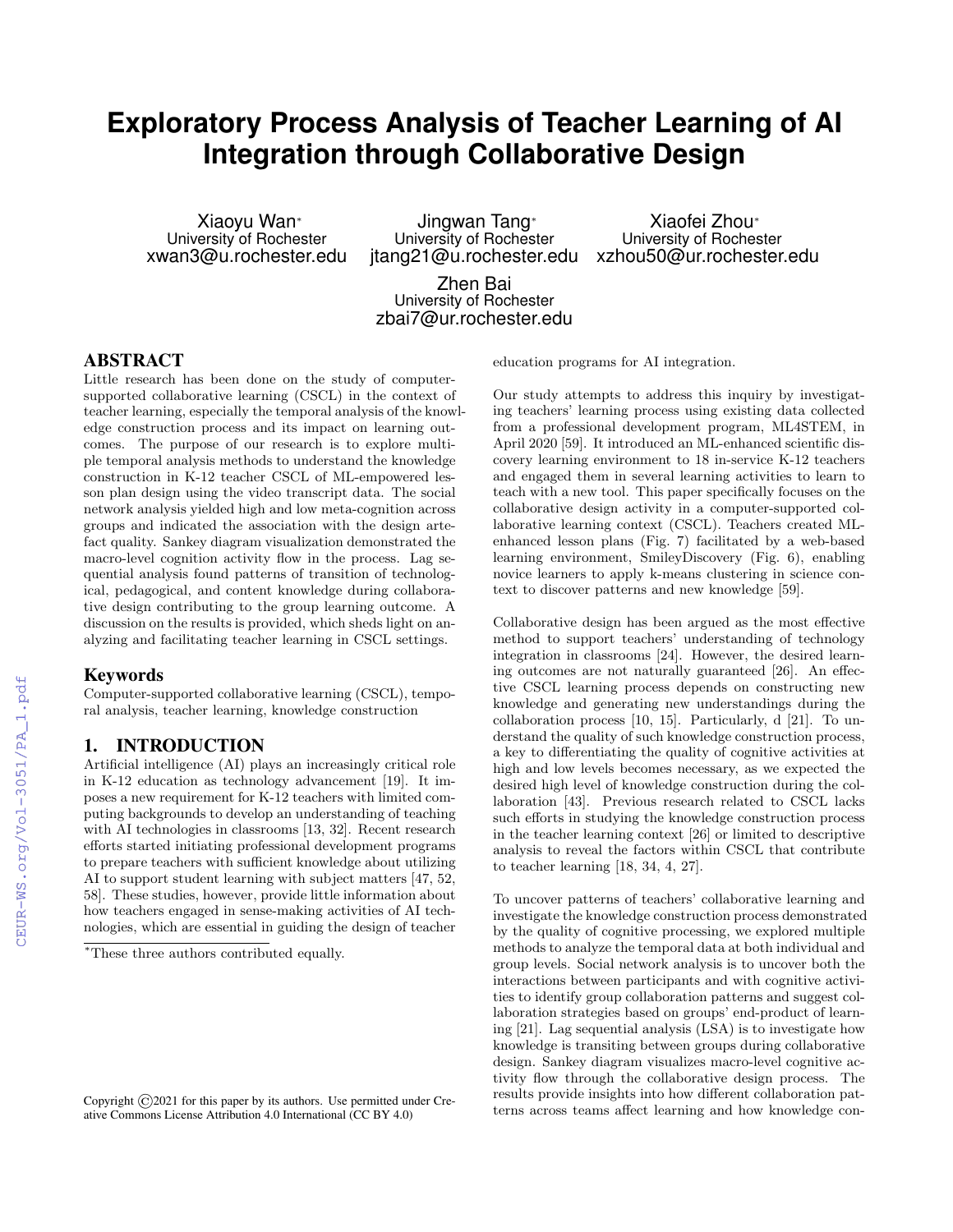# Exploratory Process Analysis of Teacher Learning of AI Integration through Collaborative Design

Xiaoyu Wan* University of Rochester xwan3@u.rochester.edu

Jingwan Tang* University of Rochester jtang21@u.rochester.edu

Xiaofei Zhou* University of Rochester xzhou50@ur.rochester.edu

Zhen Bai University of Rochester zbai7@ur.rochester.edu

## ABSTRACT

Little research has been done on the study of computer-supported collaborative learning (CSCL) in the context of teacher learning, especially the temporal analysis of the knowledge construction process and its impact on learning outcomes. The purpose of our research is to explore multiple temporal analysis methods to understand the knowledge construction in K-12 teacher CSCL of ML-empowered lesson plan design using the video transcript data. The social network analysis yielded high and low meta-cognition across groups and indicated the association with the design artefact quality. Sankey diagram visualization demonstrated the macro-level cognition activity flow in the process. Lag sequential analysis found patterns of transition of technological, pedagogical, and content knowledge during collaborative design contributing to the group learning outcome. A discussion on the results is provided, which sheds light on analyzing and facilitating teacher learning in CSCL settings.

## Keywords

Computer-supported collaborative learning (CSCL), temporal analysis, teacher learning, knowledge construction

## 1. INTRODUCTION

Artificial intelligence (AI) plays an increasingly critical role in K-12 education as technology advancement [19]. It imposes a new requirement for K-12 teachers with limited computing backgrounds to develop an understanding of teaching with AI technologies in classrooms [13, 32]. Recent research efforts started initiating professional development programs to prepare teachers with sufficient knowledge about utilizing AI to support student learning with subject matters [47, 52, 58]. These studies, however, provide little information about how teachers engaged in sense-making activities of AI technologies, which are essential in guiding the design of teacher education programs for AI integration.

Our study attempts to address this inquiry by investigating teachers' learning process using existing data collected from a professional development program, ML4STEM, in April 2020 [59]. It introduced an ML-enhanced scientific discovery learning environment to 18 in-service K-12 teachers and engaged them in several learning activities to learn to teach with a new tool. This paper specifically focuses on the collaborative design activity in a computer-supported collaborative learning context (CSCL). Teachers created ML-enhanced lesson plans (Fig. 7) facilitated by a web-based learning environment, SmileyDiscovery (Fig. 6), enabling novice learners to apply k-means clustering in science context to discover patterns and new knowledge [59].

Collaborative design has been argued as the most effective method to support teachers' understanding of technology integration in classrooms [24]. However, the desired learning outcomes are not naturally guaranteed [26]. An effective CSCL learning process depends on constructing new knowledge and generating new understandings during the collaboration process [10, 15]. Particularly, d [21]. To understand the quality of such knowledge construction process, a key to differentiating the quality of cognitive activities at high and low levels becomes necessary, as we expected the desired high level of knowledge construction during the collaboration [43]. Previous research related to CSCL lacks such efforts in studying the knowledge construction process in the teacher learning context [26] or limited to descriptive analysis to reveal the factors within CSCL that contribute to teacher learning [18, 34, 4, 27].

To uncover patterns of teachers' collaborative learning and investigate the knowledge construction process demonstrated by the quality of cognitive processing, we explored multiple methods to analyze the temporal data at both individual and group levels. Social network analysis is to uncover both the interactions between participants and with cognitive activities to identify group collaboration patterns and suggest collaboration strategies based on groups' end-product of learning [21]. Lag sequential analysis (LSA) is to investigate how knowledge is transiting between groups during collaborative design. Sankey diagram visualizes macro-level cognitive activity flow through the collaborative design process. The results provide insights into how different collaboration patterns across teams affect learning and how knowledge con-

*These three authors contributed equally.

Copyright ©2021 for this paper by its authors. Use permitted under Creative Commons License Attribution 4.0 International (CC BY 4.0)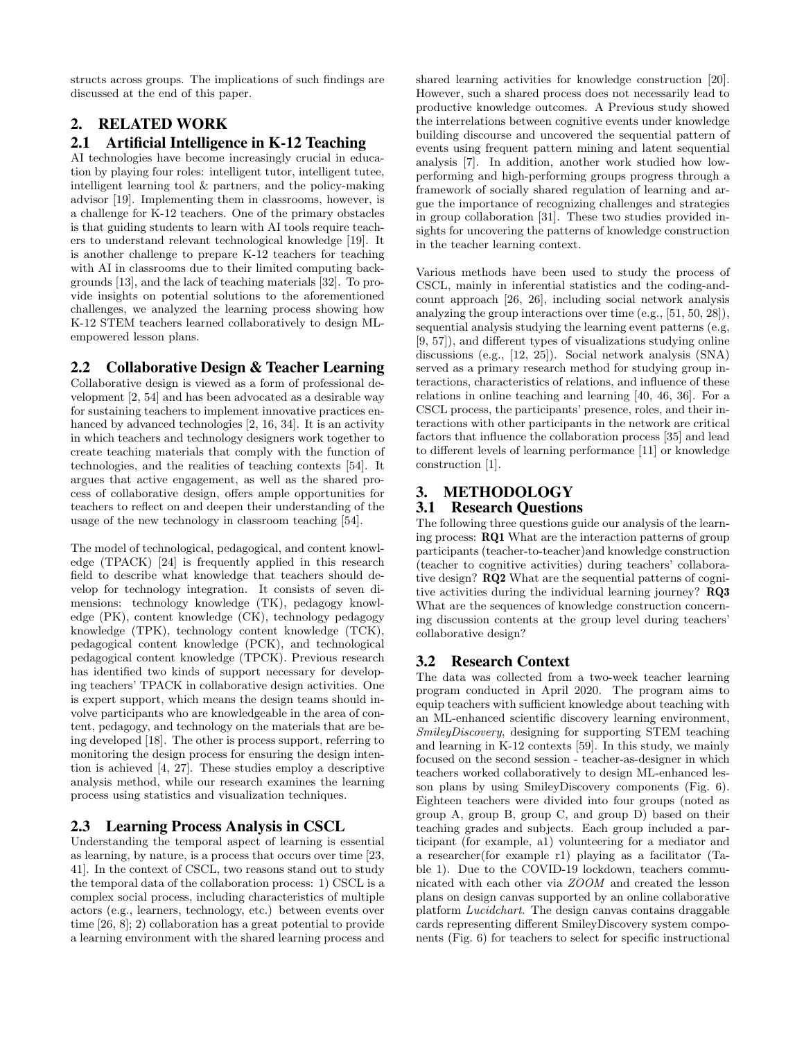structs across groups. The implications of such findings are discussed at the end of this paper.

## 2. RELATED WORK

### 2.1 Artificial Intelligence in K-12 Teaching

AI technologies have become increasingly crucial in education by playing four roles: intelligent tutor, intelligent tutee, intelligent learning tool & partners, and the policy-making advisor [19]. Implementing them in classrooms, however, is a challenge for K-12 teachers. One of the primary obstacles is that guiding students to learn with AI tools require teachers to understand relevant technological knowledge [19]. It is another challenge to prepare K-12 teachers for teaching with AI in classrooms due to their limited computing backgrounds [13], and the lack of teaching materials [32]. To provide insights on potential solutions to the aforementioned challenges, we analyzed the learning process showing how K-12 STEM teachers learned collaboratively to design ML-empowered lesson plans.

### 2.2 Collaborative Design & Teacher Learning

Collaborative design is viewed as a form of professional development [2, 54] and has been advocated as a desirable way for sustaining teachers to implement innovative practices enhanced by advanced technologies [2, 16, 34]. It is an activity in which teachers and technology designers work together to create teaching materials that comply with the function of technologies, and the realities of teaching contexts [54]. It argues that active engagement, as well as the shared process of collaborative design, offers ample opportunities for teachers to reflect on and deepen their understanding of the usage of the new technology in classroom teaching [54].

The model of technological, pedagogical, and content knowledge (TPACK) [24] is frequently applied in this research field to describe what knowledge that teachers should develop for technology integration. It consists of seven dimensions: technology knowledge (TK), pedagogy knowledge (PK), content knowledge (CK), technology pedagogy knowledge (TPK), technology content knowledge (TCK), pedagogical content knowledge (PCK), and technological pedagogical content knowledge (TPCK). Previous research has identified two kinds of support necessary for developing teachers' TPACK in collaborative design activities. One is expert support, which means the design teams should involve participants who are knowledgeable in the area of content, pedagogy, and technology on the materials that are being developed [18]. The other is process support, referring to monitoring the design process for ensuring the design intention is achieved [4, 27]. These studies employ a descriptive analysis method, while our research examines the learning process using statistics and visualization techniques.

### 2.3 Learning Process Analysis in CSCL

Understanding the temporal aspect of learning is essential as learning, by nature, is a process that occurs over time [23, 41]. In the context of CSCL, two reasons stand out to study the temporal data of the collaboration process: 1) CSCL is a complex social process, including characteristics of multiple actors (e.g., learners, technology, etc.) between events over time [26, 8]; 2) collaboration has a great potential to provide a learning environment with the shared learning process and shared learning activities for knowledge construction [20]. However, such a shared process does not necessarily lead to productive knowledge outcomes. A Previous study showed the interrelations between cognitive events under knowledge building discourse and uncovered the sequential pattern of events using frequent pattern mining and latent sequential analysis [7]. In addition, another work studied how low-performing and high-performing groups progress through a framework of socially shared regulation of learning and argue the importance of recognizing challenges and strategies in group collaboration [31]. These two studies provided insights for uncovering the patterns of knowledge construction in the teacher learning context.

Various methods have been used to study the process of CSCL, mainly in inferential statistics and the coding-and-count approach [26, 26], including social network analysis analyzing the group interactions over time (e.g., [51, 50, 28]), sequential analysis studying the learning event patterns (e.g, [9, 57]), and different types of visualizations studying online discussions (e.g., [12, 25]). Social network analysis (SNA) served as a primary research method for studying group interactions, characteristics of relations, and influence of these relations in online teaching and learning [40, 46, 36]. For a CSCL process, the participants' presence, roles, and their interactions with other participants in the network are critical factors that influence the collaboration process [35] and lead to different levels of learning performance [11] or knowledge construction [1].

## 3. METHODOLOGY

### 3.1 Research Questions

The following three questions guide our analysis of the learning process: **RQ1** What are the interaction patterns of group participants (teacher-to-teacher)and knowledge construction (teacher to cognitive activities) during teachers' collaborative design? **RQ2** What are the sequential patterns of cognitive activities during the individual learning journey? **RQ3** What are the sequences of knowledge construction concerning discussion contents at the group level during teachers' collaborative design?

### 3.2 Research Context

The data was collected from a two-week teacher learning program conducted in April 2020. The program aims to equip teachers with sufficient knowledge about teaching with an ML-enhanced scientific discovery learning environment, *SmileyDiscovery*, designing for supporting STEM teaching and learning in K-12 contexts [59]. In this study, we mainly focused on the second session - teacher-as-designer in which teachers worked collaboratively to design ML-enhanced lesson plans by using SmileyDiscovery components (Fig. 6). Eighteen teachers were divided into four groups (noted as group A, group B, group C, and group D) based on their teaching grades and subjects. Each group included a participant (for example, a1) volunteering for a mediator and a researcher(for example r1) playing as a facilitator (Table 1). Due to the COVID-19 lockdown, teachers communicated with each other via *ZOOM* and created the lesson plans on design canvas supported by an online collaborative platform *Lucidchart*. The design canvas contains draggable cards representing different SmileyDiscovery system components (Fig. 6) for teachers to select for specific instructional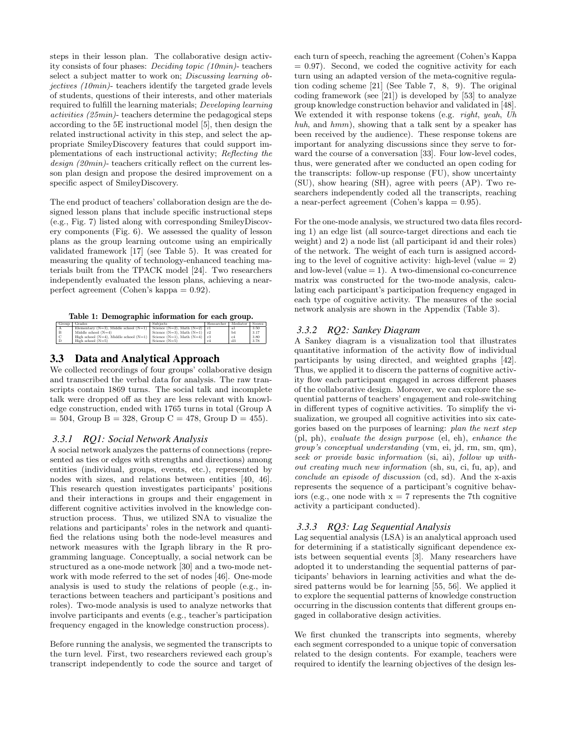steps in their lesson plan. The collaborative design activity consists of four phases: *Deciding topic (10min)*- teachers select a subject matter to work on; *Discussing learning objectives (10min)*- teachers identify the targeted grade levels of students, questions of their interests, and other materials required to fulfill the learning materials; *Developing learning activities (25min)*- teachers determine the pedagogical steps according to the 5E instructional model [5], then design the related instructional activity in this step, and select the appropriate SmileyDiscovery features that could support implementations of each instructional activity; *Reflecting the design (20min)*- teachers critically reflect on the current lesson plan design and propose the desired improvement on a specific aspect of SmileyDiscovery.

The end product of teachers' collaboration design are the designed lesson plans that include specific instructional steps (e.g., Fig. 7) listed along with corresponding SmileyDiscovery components (Fig. 6). We assessed the quality of lesson plans as the group learning outcome using an empirically validated framework [17] (see Table 5). It was created for measuring the quality of technology-enhanced teaching materials built from the TPACK model [24]. Two researchers independently evaluated the lesson plans, achieving a near-perfect agreement (Cohen's kappa = 0.92).

**Table 1: Demographic information for each group.**

| Group | Grades | Subjects | Researcher | Mediator | Scores |
|---|---|---|---|---|---|
| A | Elementary (N=3), Middle school (N=1) | Science (N=2), Math (N=2) | r1 | a1 | 3.50 |
| B | Middle school (N=4) | Science (N=3), Math (N=1) | r2 | b4 | 3.17 |
| C | High school (N=4), Middle school (N=1) | Science (N=1), Math (N=4) | r3 | c4 | 3.80 |
| D | High school (N=5) | Science (N=5) | r4 | d3 | 3.78 |

## 3.3 Data and Analytical Approach

We collected recordings of four groups' collaborative design and transcribed the verbal data for analysis. The raw transcripts contain 1869 turns. The social talk and incomplete talk were dropped off as they are less relevant with knowledge construction, ended with 1765 turns in total (Group A = 504, Group B = 328, Group C = 478, Group D = 455).

### 3.3.1 RQ1: Social Network Analysis

A social network analyzes the patterns of connections (represented as ties or edges with strengths and directions) among entities (individual, groups, events, etc.), represented by nodes with sizes, and relations between entities [40, 46]. This research question investigates participants' positions and their interactions in groups and their engagement in different cognitive activities involved in the knowledge construction process. Thus, we utilized SNA to visualize the relations and participants' roles in the network and quantified the relations using both the node-level measures and network measures with the Igraph library in the R programming language. Conceptually, a social network can be structured as a one-mode network [30] and a two-mode network with mode referred to the set of nodes [46]. One-mode analysis is used to study the relations of people (e.g., interactions between teachers and participant's positions and roles). Two-mode analysis is used to analyze networks that involve participants and events (e.g., teacher's participation frequency engaged in the knowledge construction process).

Before running the analysis, we segmented the transcripts to the turn level. First, two researchers reviewed each group's transcript independently to code the source and target of each turn of speech, reaching the agreement (Cohen's Kappa = 0.97). Second, we coded the cognitive activity for each turn using an adapted version of the meta-cognitive regulation coding scheme [21] (See Table 7, 8, 9). The original coding framework (see [21]) is developed by [53] to analyze group knowledge construction behavior and validated in [48]. We extended it with response tokens (e.g. *right*, *yeah*, *Uh huh*, and *hmm*), showing that a talk sent by a speaker has been received by the audience). These response tokens are important for analyzing discussions since they serve to forward the course of a conversation [33]. Four low-level codes, thus, were generated after we conducted an open coding for the transcripts: follow-up response (FU), show uncertainty (SU), show hearing (SH), agree with peers (AP). Two researchers independently coded all the transcripts, reaching a near-perfect agreement (Cohen's kappa = 0.95).

For the one-mode analysis, we structured two data files recording 1) an edge list (all source-target directions and each tie weight) and 2) a node list (all participant id and their roles) of the network. The weight of each turn is assigned according to the level of cognitive activity: high-level (value = 2) and low-level (value = 1). A two-dimensional co-concurrence matrix was constructed for the two-mode analysis, calculating each participant's participation frequency engaged in each type of cognitive activity. The measures of the social network analysis are shown in the Appendix (Table 3).

### 3.3.2 RQ2: Sankey Diagram

A Sankey diagram is a visualization tool that illustrates quantitative information of the activity flow of individual participants by using directed, and weighted graphs [42]. Thus, we applied it to discern the patterns of cognitive activity flow each participant engaged in across different phases of the collaborative design. Moreover, we can explore the sequential patterns of teachers' engagement and role-switching in different types of cognitive activities. To simplify the visualization, we grouped all cognitive activities into six categories based on the purposes of learning: *plan the next step* (pl, ph), *evaluate the design purpose* (el, eh), *enhance the group's conceptual understanding* (vm, ei, jd, rm, sm, qm), *seek or provide basic information* (si, ai), *follow up without creating much new information* (sh, su, ci, fu, ap), and *conclude an episode of discussion* (cd, sd). And the x-axis represents the sequence of a participant's cognitive behaviors (e.g., one node with x = 7 represents the 7th cognitive activity a participant conducted).

### 3.3.3 RQ3: Lag Sequential Analysis

Lag sequential analysis (LSA) is an analytical approach used for determining if a statistically significant dependence exists between sequential events [3]. Many researchers have adopted it to understanding the sequential patterns of participants' behaviors in learning activities and what the desired patterns would be for learning [55, 56]. We applied it to explore the sequential patterns of knowledge construction occurring in the discussion contents that different groups engaged in collaborative design activities.

We first chunked the transcripts into segments, whereby each segment corresponded to a unique topic of conversation related to the design contents. For example, teachers were required to identify the learning objectives of the design les-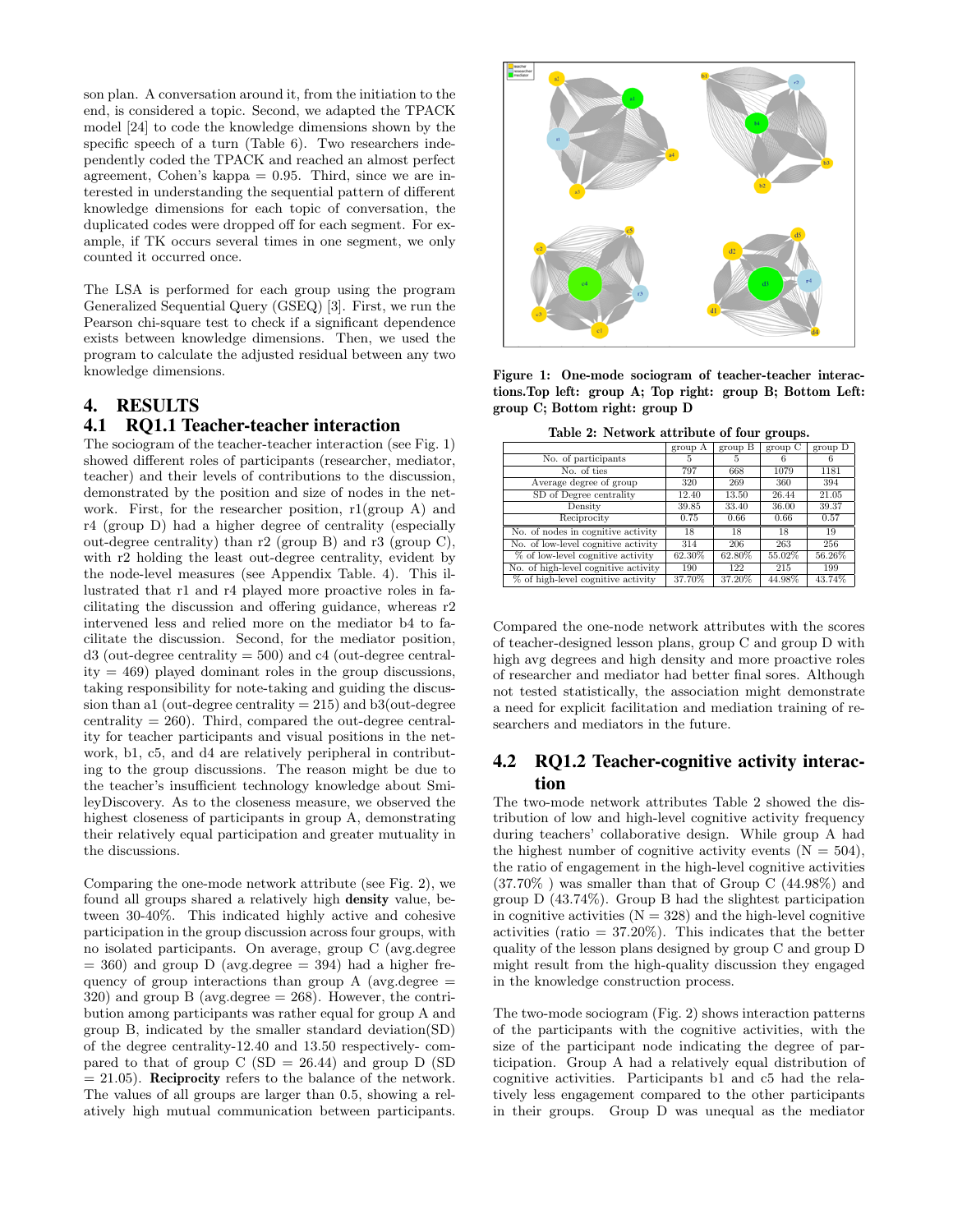son plan. A conversation around it, from the initiation to the end, is considered a topic. Second, we adapted the TPACK model [24] to code the knowledge dimensions shown by the specific speech of a turn (Table 6). Two researchers independently coded the TPACK and reached an almost perfect agreement, Cohen's kappa = 0.95. Third, since we are interested in understanding the sequential pattern of different knowledge dimensions for each topic of conversation, the duplicated codes were dropped off for each segment. For example, if TK occurs several times in one segment, we only counted it occurred once.

The LSA is performed for each group using the program Generalized Sequential Query (GSEQ) [3]. First, we run the Pearson chi-square test to check if a significant dependence exists between knowledge dimensions. Then, we used the program to calculate the adjusted residual between any two knowledge dimensions.

# 4. RESULTS

## 4.1 RQ1.1 Teacher-teacher interaction

The sociogram of the teacher-teacher interaction (see Fig. 1) showed different roles of participants (researcher, mediator, teacher) and their levels of contributions to the discussion, demonstrated by the position and size of nodes in the network. First, for the researcher position, r1(group A) and r4 (group D) had a higher degree of centrality (especially out-degree centrality) than r2 (group B) and r3 (group C), with r2 holding the least out-degree centrality, evident by the node-level measures (see Appendix Table. 4). This illustrated that r1 and r4 played more proactive roles in facilitating the discussion and offering guidance, whereas r2 intervened less and relied more on the mediator b4 to facilitate the discussion. Second, for the mediator position, d3 (out-degree centrality = 500) and c4 (out-degree centrality = 469) played dominant roles in the group discussions, taking responsibility for note-taking and guiding the discussion than a1 (out-degree centrality = 215) and b3(out-degree centrality = 260). Third, compared the out-degree centrality for teacher participants and visual positions in the network, b1, c5, and d4 are relatively peripheral in contributing to the group discussions. The reason might be due to the teacher's insufficient technology knowledge about SmileyDiscovery. As to the closeness measure, we observed the highest closeness of participants in group A, demonstrating their relatively equal participation and greater mutuality in the discussions.

Comparing the one-mode network attribute (see Fig. 2), we found all groups shared a relatively high **density** value, between 30-40%. This indicated highly active and cohesive participation in the group discussion across four groups, with no isolated participants. On average, group C (avg.degree = 360) and group D (avg.degree = 394) had a higher frequency of group interactions than group A (avg.degree = 320) and group B (avg.degree = 268). However, the contribution among participants was rather equal for group A and group B, indicated by the smaller standard deviation(SD) of the degree centrality-12.40 and 13.50 respectively- compared to that of group C (SD = 26.44) and group D (SD = 21.05). **Reciprocity** refers to the balance of the network. The values of all groups are larger than 0.5, showing a relatively high mutual communication between participants.

**Figure 1: One-mode sociogram of teacher-teacher interactions.Top left: group A; Top right: group B; Bottom Left: group C; Bottom right: group D**

**Table 2: Network attribute of four groups.**

| | group A | group B | group C | group D |
|---|---|---|---|---|
| No. of participants | 5 | 5 | 6 | 6 |
| No. of ties | 797 | 668 | 1079 | 1181 |
| Average degree of group | 320 | 269 | 360 | 394 |
| SD of Degree centrality | 12.40 | 13.50 | 26.44 | 21.05 |
| Density | 39.85 | 33.40 | 36.00 | 39.37 |
| Reciprocity | 0.75 | 0.66 | 0.66 | 0.57 |
| No. of nodes in cognitive activity | 18 | 18 | 18 | 19 |
| No. of low-level cognitive activity | 314 | 206 | 263 | 256 |
| % of low-level cognitive activity | 62.30% | 62.80% | 55.02% | 56.26% |
| No. of high-level cognitive activity | 190 | 122 | 215 | 199 |
| % of high-level cognitive activity | 37.70% | 37.20% | 44.98% | 43.74% |

Compared the one-node network attributes with the scores of teacher-designed lesson plans, group C and group D with high avg degrees and high density and more proactive roles of researcher and mediator had better final sores. Although not tested statistically, the association might demonstrate a need for explicit facilitation and mediation training of researchers and mediators in the future.

## 4.2 RQ1.2 Teacher-cognitive activity interaction

The two-mode network attributes Table 2 showed the distribution of low and high-level cognitive activity frequency during teachers' collaborative design. While group A had the highest number of cognitive activity events (N = 504), the ratio of engagement in the high-level cognitive activities (37.70% ) was smaller than that of Group C (44.98%) and group D (43.74%). Group B had the slightest participation in cognitive activities (N = 328) and the high-level cognitive activities (ratio = 37.20%). This indicates that the better quality of the lesson plans designed by group C and group D might result from the high-quality discussion they engaged in the knowledge construction process.

The two-mode sociogram (Fig. 2) shows interaction patterns of the participants with the cognitive activities, with the size of the participant node indicating the degree of participation. Group A had a relatively equal distribution of cognitive activities. Participants b1 and c5 had the relatively less engagement compared to the other participants in their groups. Group D was unequal as the mediator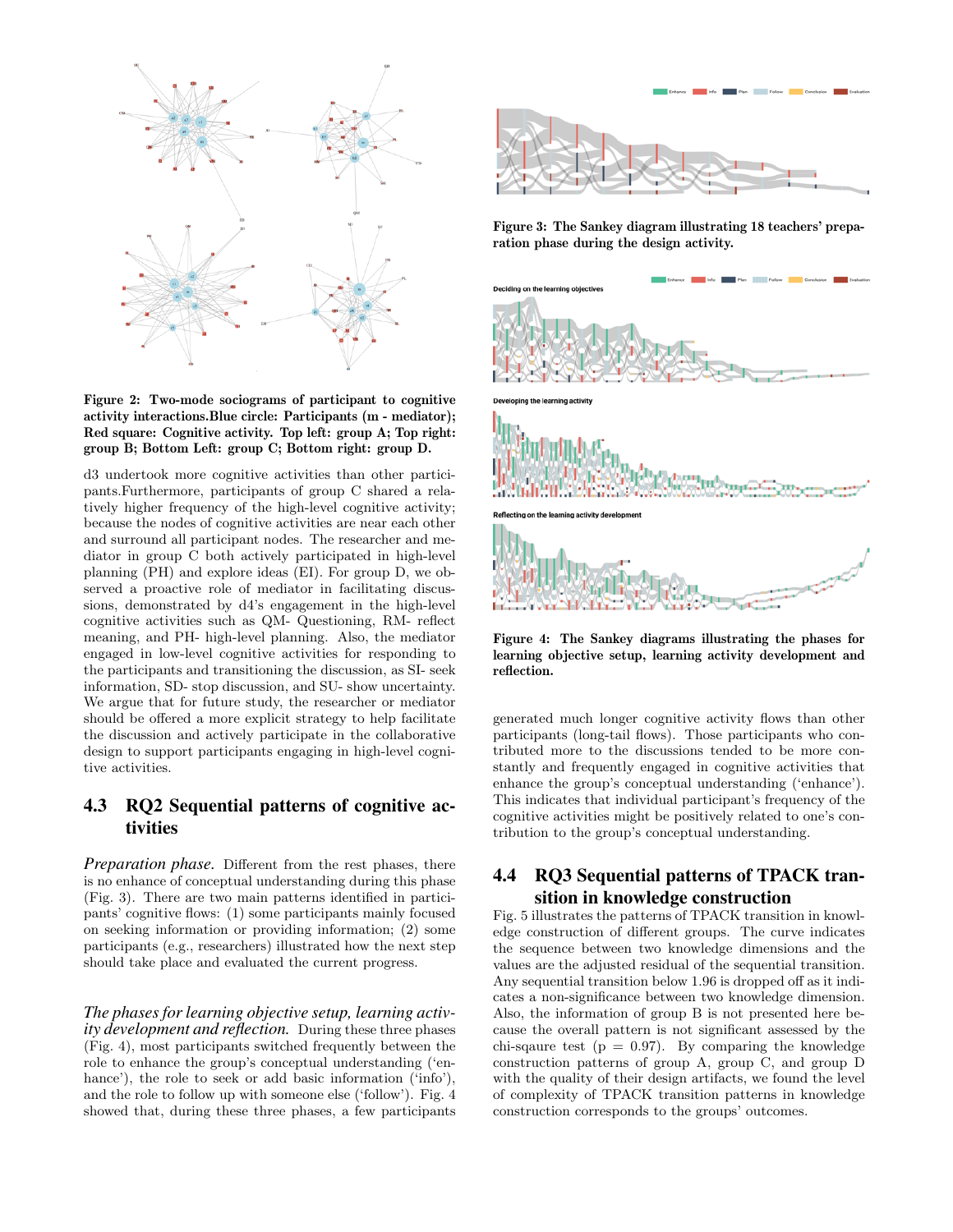Figure 2: Two-mode sociograms of participant to cognitive activity interactions.Blue circle: Participants (m - mediator); Red square: Cognitive activity. Top left: group A; Top right: group B; Bottom Left: group C; Bottom right: group D.

d3 undertook more cognitive activities than other participants.Furthermore, participants of group C shared a relatively higher frequency of the high-level cognitive activity; because the nodes of cognitive activities are near each other and surround all participant nodes. The researcher and mediator in group C both actively participated in high-level planning (PH) and explore ideas (EI). For group D, we observed a proactive role of mediator in facilitating discussions, demonstrated by d4's engagement in the high-level cognitive activities such as QM- Questioning, RM- reflect meaning, and PH- high-level planning. Also, the mediator engaged in low-level cognitive activities for responding to the participants and transitioning the discussion, as SI- seek information, SD- stop discussion, and SU- show uncertainty. We argue that for future study, the researcher or mediator should be offered a more explicit strategy to help facilitate the discussion and actively participate in the collaborative design to support participants engaging in high-level cognitive activities.

## 4.3 RQ2 Sequential patterns of cognitive activities

*Preparation phase.* Different from the rest phases, there is no enhance of conceptual understanding during this phase (Fig. 3). There are two main patterns identified in participants' cognitive flows: (1) some participants mainly focused on seeking information or providing information; (2) some participants (e.g., researchers) illustrated how the next step should take place and evaluated the current progress.

*The phases for learning objective setup, learning activity development and reflection.* During these three phases (Fig. 4), most participants switched frequently between the role to enhance the group's conceptual understanding ('enhance'), the role to seek or add basic information ('info'), and the role to follow up with someone else ('follow'). Fig. 4 showed that, during these three phases, a few participants generated much longer cognitive activity flows than other participants (long-tail flows). Those participants who contributed more to the discussions tended to be more constantly and frequently engaged in cognitive activities that enhance the group's conceptual understanding ('enhance'). This indicates that individual participant's frequency of the cognitive activities might be positively related to one's contribution to the group's conceptual understanding.

Figure 3: The Sankey diagram illustrating 18 teachers' preparation phase during the design activity.

Figure 4: The Sankey diagrams illustrating the phases for learning objective setup, learning activity development and reflection.

## 4.4 RQ3 Sequential patterns of TPACK transition in knowledge construction

Fig. 5 illustrates the patterns of TPACK transition in knowledge construction of different groups. The curve indicates the sequence between two knowledge dimensions and the values are the adjusted residual of the sequential transition. Any sequential transition below 1.96 is dropped off as it indicates a non-significance between two knowledge dimension. Also, the information of group B is not presented here because the overall pattern is not significant assessed by the chi-sqaure test ($p = 0.97$). By comparing the knowledge construction patterns of group A, group C, and group D with the quality of their design artifacts, we found the level of complexity of TPACK transition patterns in knowledge construction corresponds to the groups' outcomes.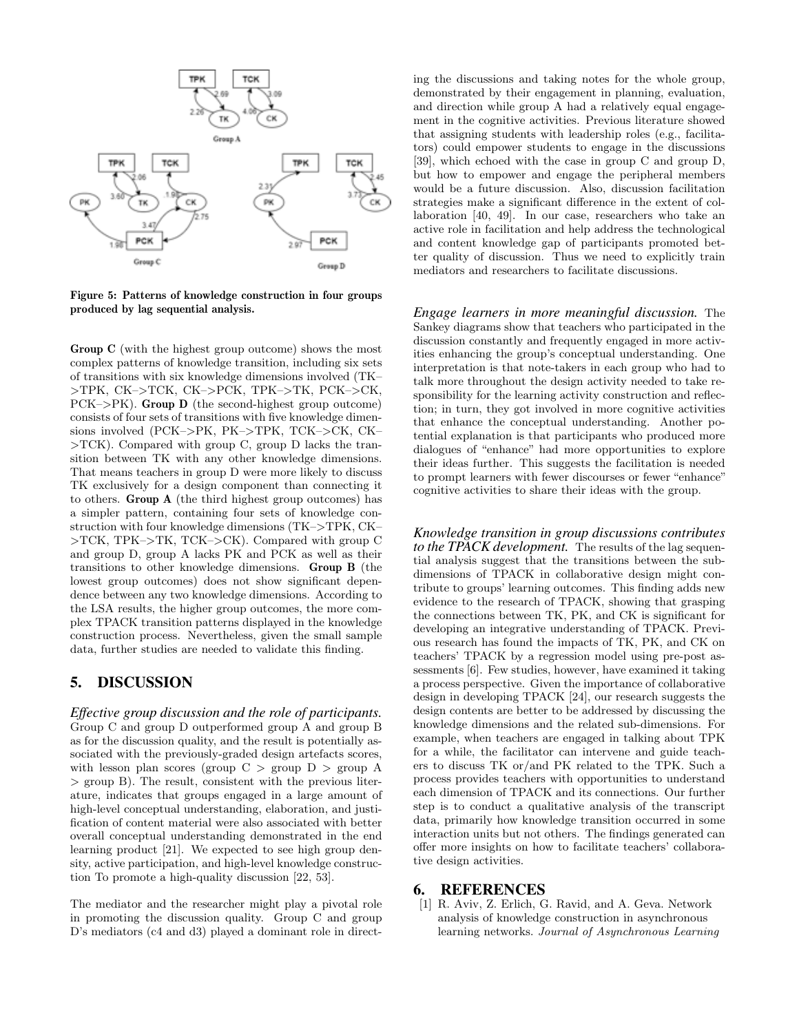Figure 5: Patterns of knowledge construction in four groups produced by lag sequential analysis.

**Group C** (with the highest group outcome) shows the most complex patterns of knowledge transition, including six sets of transitions with six knowledge dimensions involved (TK–>TPK, CK–>TCK, CK–>PCK, TPK–>TK, PCK–>CK, PCK–>PK). **Group D** (the second-highest group outcome) consists of four sets of transitions with five knowledge dimensions involved (PCK–>PK, PK–>TPK, TCK–>CK, CK–>TCK). Compared with group C, group D lacks the transition between TK with any other knowledge dimensions. That means teachers in group D were more likely to discuss TK exclusively for a design component than connecting it to others. **Group A** (the third highest group outcomes) has a simpler pattern, containing four sets of knowledge construction with four knowledge dimensions (TK–>TPK, CK–>TCK, TPK–>TK, TCK–>CK). Compared with group C and group D, group A lacks PK and PCK as well as their transitions to other knowledge dimensions. **Group B** (the lowest group outcomes) does not show significant dependence between any two knowledge dimensions. According to the LSA results, the higher group outcomes, the more complex TPACK transition patterns displayed in the knowledge construction process. Nevertheless, given the small sample data, further studies are needed to validate this finding.

## 5. DISCUSSION

### *Effective group discussion and the role of participants.*

Group C and group D outperformed group A and group B as for the discussion quality, and the result is potentially associated with the previously-graded design artefacts scores, with lesson plan scores (group C > group D > group A > group B). The result, consistent with the previous literature, indicates that groups engaged in a large amount of high-level conceptual understanding, elaboration, and justification of content material were also associated with better overall conceptual understanding demonstrated in the end learning product [21]. We expected to see high group density, active participation, and high-level knowledge construction To promote a high-quality discussion [22, 53].

The mediator and the researcher might play a pivotal role in promoting the discussion quality. Group C and group D's mediators (c4 and d3) played a dominant role in directing the discussions and taking notes for the whole group, demonstrated by their engagement in planning, evaluation, and direction while group A had a relatively equal engagement in the cognitive activities. Previous literature showed that assigning students with leadership roles (e.g., facilitators) could empower students to engage in the discussions [39], which echoed with the case in group C and group D, but how to empower and engage the peripheral members would be a future discussion. Also, discussion facilitation strategies make a significant difference in the extent of collaboration [40, 49]. In our case, researchers who take an active role in facilitation and help address the technological and content knowledge gap of participants promoted better quality of discussion. Thus we need to explicitly train mediators and researchers to facilitate discussions.

### *Engage learners in more meaningful discussion.*

The Sankey diagrams show that teachers who participated in the discussion constantly and frequently engaged in more activities enhancing the group's conceptual understanding. One interpretation is that note-takers in each group who had to talk more throughout the design activity needed to take responsibility for the learning activity construction and reflection; in turn, they got involved in more cognitive activities that enhance the conceptual understanding. Another potential explanation is that participants who produced more dialogues of "enhance" had more opportunities to explore their ideas further. This suggests the facilitation is needed to prompt learners with fewer discourses or fewer "enhance" cognitive activities to share their ideas with the group.

### *Knowledge transition in group discussions contributes to the TPACK development.*

The results of the lag sequential analysis suggest that the transitions between the subdimensions of TPACK in collaborative design might contribute to groups' learning outcomes. This finding adds new evidence to the research of TPACK, showing that grasping the connections between TK, PK, and CK is significant for developing an integrative understanding of TPACK. Previous research has found the impacts of TK, PK, and CK on teachers' TPACK by a regression model using pre-post assessments [6]. Few studies, however, have examined it taking a process perspective. Given the importance of collaborative design in developing TPACK [24], our research suggests the design contents are better to be addressed by discussing the knowledge dimensions and the related sub-dimensions. For example, when teachers are engaged in talking about TPK for a while, the facilitator can intervene and guide teachers to discuss TK or/and PK related to the TPK. Such a process provides teachers with opportunities to understand each dimension of TPACK and its connections. Our further step is to conduct a qualitative analysis of the transcript data, primarily how knowledge transition occurred in some interaction units but not others. The findings generated can offer more insights on how to facilitate teachers' collaborative design activities.

## 6. REFERENCES

[1] R. Aviv, Z. Erlich, G. Ravid, and A. Geva. Network analysis of knowledge construction in asynchronous learning networks. *Journal of Asynchronous Learning*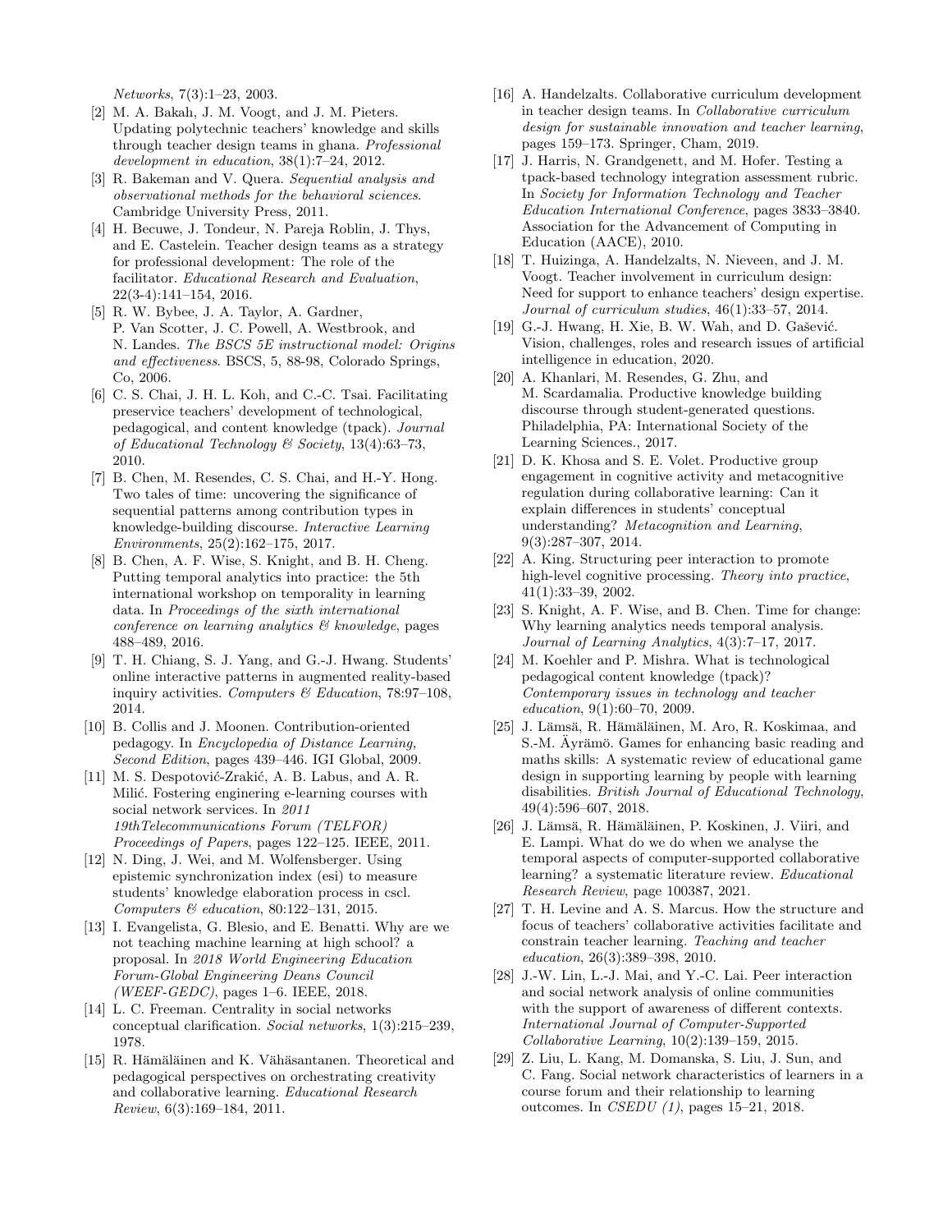*Networks*, 7(3):1–23, 2003.

[2] M. A. Bakah, J. M. Voogt, and J. M. Pieters. Updating polytechnic teachers' knowledge and skills through teacher design teams in ghana. *Professional development in education*, 38(1):7–24, 2012.

[3] R. Bakeman and V. Quera. *Sequential analysis and observational methods for the behavioral sciences*. Cambridge University Press, 2011.

[4] H. Becuwe, J. Tondeur, N. Pareja Roblin, J. Thys, and E. Castelein. Teacher design teams as a strategy for professional development: The role of the facilitator. *Educational Research and Evaluation*, 22(3-4):141–154, 2016.

[5] R. W. Bybee, J. A. Taylor, A. Gardner, P. Van Scotter, J. C. Powell, A. Westbrook, and N. Landes. *The BSCS 5E instructional model: Origins and effectiveness*. BSCS, 5, 88-98, Colorado Springs, Co, 2006.

[6] C. S. Chai, J. H. L. Koh, and C.-C. Tsai. Facilitating preservice teachers' development of technological, pedagogical, and content knowledge (tpack). *Journal of Educational Technology & Society*, 13(4):63–73, 2010.

[7] B. Chen, M. Resendes, C. S. Chai, and H.-Y. Hong. Two tales of time: uncovering the significance of sequential patterns among contribution types in knowledge-building discourse. *Interactive Learning Environments*, 25(2):162–175, 2017.

[8] B. Chen, A. F. Wise, S. Knight, and B. H. Cheng. Putting temporal analytics into practice: the 5th international workshop on temporality in learning data. In *Proceedings of the sixth international conference on learning analytics & knowledge*, pages 488–489, 2016.

[9] T. H. Chiang, S. J. Yang, and G.-J. Hwang. Students' online interactive patterns in augmented reality-based inquiry activities. *Computers & Education*, 78:97–108, 2014.

[10] B. Collis and J. Moonen. Contribution-oriented pedagogy. In *Encyclopedia of Distance Learning, Second Edition*, pages 439–446. IGI Global, 2009.

[11] M. S. Despotović-Zrakić, A. B. Labus, and A. R. Milić. Fostering enginering e-learning courses with social network services. In *2011 19thTelecommunications Forum (TELFOR) Proceedings of Papers*, pages 122–125. IEEE, 2011.

[12] N. Ding, J. Wei, and M. Wolfensberger. Using epistemic synchronization index (esi) to measure students' knowledge elaboration process in cscl. *Computers & education*, 80:122–131, 2015.

[13] I. Evangelista, G. Blesio, and E. Benatti. Why are we not teaching machine learning at high school? a proposal. In *2018 World Engineering Education Forum-Global Engineering Deans Council (WEEF-GEDC)*, pages 1–6. IEEE, 2018.

[14] L. C. Freeman. Centrality in social networks conceptual clarification. *Social networks*, 1(3):215–239, 1978.

[15] R. Hämäläinen and K. Vähäsantanen. Theoretical and pedagogical perspectives on orchestrating creativity and collaborative learning. *Educational Research Review*, 6(3):169–184, 2011.

[16] A. Handelzalts. Collaborative curriculum development in teacher design teams. In *Collaborative curriculum design for sustainable innovation and teacher learning*, pages 159–173. Springer, Cham, 2019.

[17] J. Harris, N. Grandgenett, and M. Hofer. Testing a tpack-based technology integration assessment rubric. In *Society for Information Technology and Teacher Education International Conference*, pages 3833–3840. Association for the Advancement of Computing in Education (AACE), 2010.

[18] T. Huizinga, A. Handelzalts, N. Nieveen, and J. M. Voogt. Teacher involvement in curriculum design: Need for support to enhance teachers' design expertise. *Journal of curriculum studies*, 46(1):33–57, 2014.

[19] G.-J. Hwang, H. Xie, B. W. Wah, and D. Gašević. Vision, challenges, roles and research issues of artificial intelligence in education, 2020.

[20] A. Khanlari, M. Resendes, G. Zhu, and M. Scardamalia. Productive knowledge building discourse through student-generated questions. Philadelphia, PA: International Society of the Learning Sciences., 2017.

[21] D. K. Khosa and S. E. Volet. Productive group engagement in cognitive activity and metacognitive regulation during collaborative learning: Can it explain differences in students' conceptual understanding? *Metacognition and Learning*, 9(3):287–307, 2014.

[22] A. King. Structuring peer interaction to promote high-level cognitive processing. *Theory into practice*, 41(1):33–39, 2002.

[23] S. Knight, A. F. Wise, and B. Chen. Time for change: Why learning analytics needs temporal analysis. *Journal of Learning Analytics*, 4(3):7–17, 2017.

[24] M. Koehler and P. Mishra. What is technological pedagogical content knowledge (tpack)? *Contemporary issues in technology and teacher education*, 9(1):60–70, 2009.

[25] J. Lämsä, R. Hämäläinen, M. Aro, R. Koskimaa, and S.-M. Äyrämö. Games for enhancing basic reading and maths skills: A systematic review of educational game design in supporting learning by people with learning disabilities. *British Journal of Educational Technology*, 49(4):596–607, 2018.

[26] J. Lämsä, R. Hämäläinen, P. Koskinen, J. Viiri, and E. Lampi. What do we do when we analyse the temporal aspects of computer-supported collaborative learning? a systematic literature review. *Educational Research Review*, page 100387, 2021.

[27] T. H. Levine and A. S. Marcus. How the structure and focus of teachers' collaborative activities facilitate and constrain teacher learning. *Teaching and teacher education*, 26(3):389–398, 2010.

[28] J.-W. Lin, L.-J. Mai, and Y.-C. Lai. Peer interaction and social network analysis of online communities with the support of awareness of different contexts. *International Journal of Computer-Supported Collaborative Learning*, 10(2):139–159, 2015.

[29] Z. Liu, L. Kang, M. Domanska, S. Liu, J. Sun, and C. Fang. Social network characteristics of learners in a course forum and their relationship to learning outcomes. In *CSEDU (1)*, pages 15–21, 2018.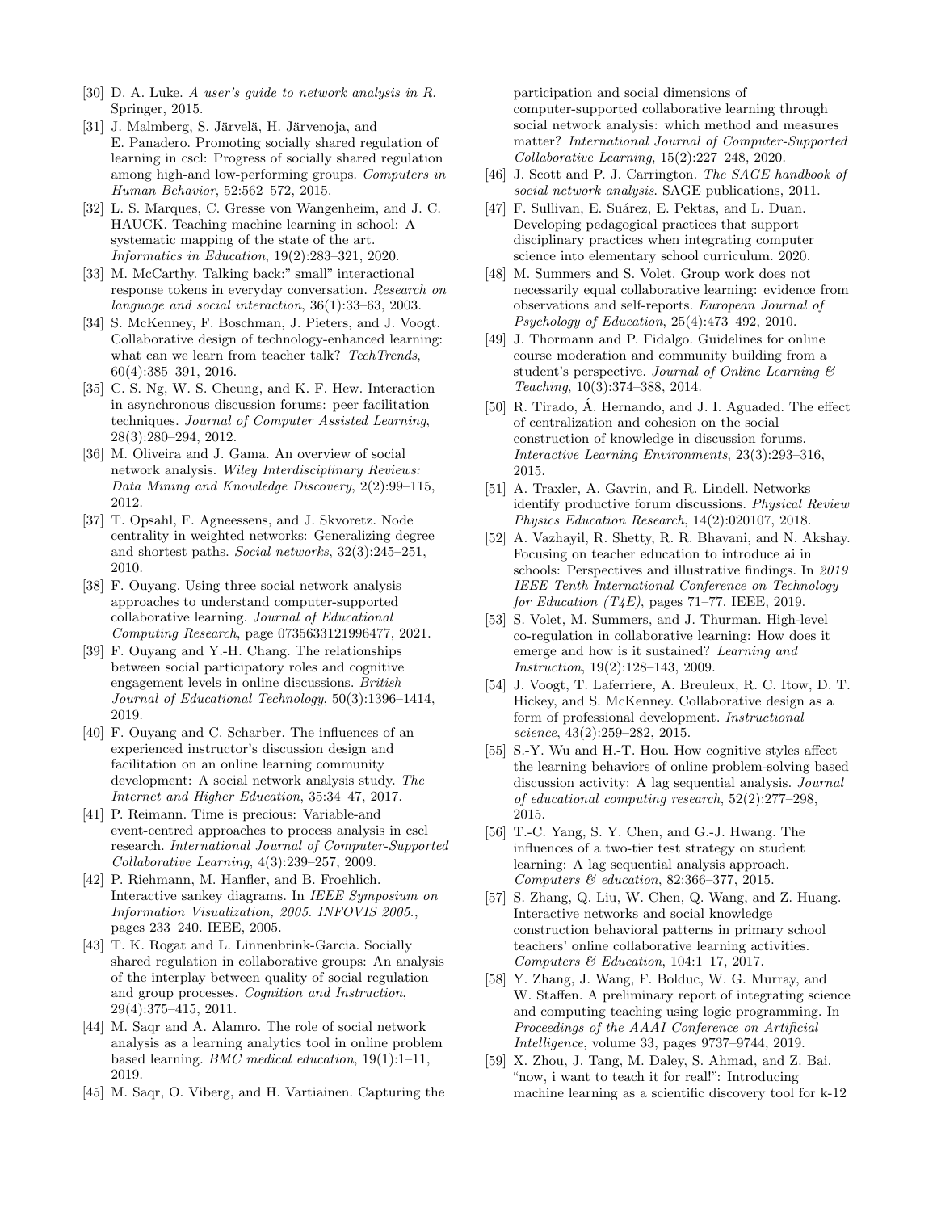[30] D. A. Luke. *A user's guide to network analysis in R*. Springer, 2015.

[31] J. Malmberg, S. Järvelä, H. Järvenoja, and E. Panadero. Promoting socially shared regulation of learning in cscl: Progress of socially shared regulation among high-and low-performing groups. *Computers in Human Behavior*, 52:562–572, 2015.

[32] L. S. Marques, C. Gresse von Wangenheim, and J. C. HAUCK. Teaching machine learning in school: A systematic mapping of the state of the art. *Informatics in Education*, 19(2):283–321, 2020.

[33] M. McCarthy. Talking back:" small" interactional response tokens in everyday conversation. *Research on language and social interaction*, 36(1):33–63, 2003.

[34] S. McKenney, F. Boschman, J. Pieters, and J. Voogt. Collaborative design of technology-enhanced learning: what can we learn from teacher talk? *TechTrends*, 60(4):385–391, 2016.

[35] C. S. Ng, W. S. Cheung, and K. F. Hew. Interaction in asynchronous discussion forums: peer facilitation techniques. *Journal of Computer Assisted Learning*, 28(3):280–294, 2012.

[36] M. Oliveira and J. Gama. An overview of social network analysis. *Wiley Interdisciplinary Reviews: Data Mining and Knowledge Discovery*, 2(2):99–115, 2012.

[37] T. Opsahl, F. Agneessens, and J. Skvoretz. Node centrality in weighted networks: Generalizing degree and shortest paths. *Social networks*, 32(3):245–251, 2010.

[38] F. Ouyang. Using three social network analysis approaches to understand computer-supported collaborative learning. *Journal of Educational Computing Research*, page 0735633121996477, 2021.

[39] F. Ouyang and Y.-H. Chang. The relationships between social participatory roles and cognitive engagement levels in online discussions. *British Journal of Educational Technology*, 50(3):1396–1414, 2019.

[40] F. Ouyang and C. Scharber. The influences of an experienced instructor's discussion design and facilitation on an online learning community development: A social network analysis study. *The Internet and Higher Education*, 35:34–47, 2017.

[41] P. Reimann. Time is precious: Variable-and event-centred approaches to process analysis in cscl research. *International Journal of Computer-Supported Collaborative Learning*, 4(3):239–257, 2009.

[42] P. Riehmann, M. Hanfler, and B. Froehlich. Interactive sankey diagrams. In *IEEE Symposium on Information Visualization, 2005. INFOVIS 2005.*, pages 233–240. IEEE, 2005.

[43] T. K. Rogat and L. Linnenbrink-Garcia. Socially shared regulation in collaborative groups: An analysis of the interplay between quality of social regulation and group processes. *Cognition and Instruction*, 29(4):375–415, 2011.

[44] M. Saqr and A. Alamro. The role of social network analysis as a learning analytics tool in online problem based learning. *BMC medical education*, 19(1):1–11, 2019.

[45] M. Saqr, O. Viberg, and H. Vartiainen. Capturing the participation and social dimensions of computer-supported collaborative learning through social network analysis: which method and measures matter? *International Journal of Computer-Supported Collaborative Learning*, 15(2):227–248, 2020.

[46] J. Scott and P. J. Carrington. *The SAGE handbook of social network analysis*. SAGE publications, 2011.

[47] F. Sullivan, E. Suárez, E. Pektas, and L. Duan. Developing pedagogical practices that support disciplinary practices when integrating computer science into elementary school curriculum. 2020.

[48] M. Summers and S. Volet. Group work does not necessarily equal collaborative learning: evidence from observations and self-reports. *European Journal of Psychology of Education*, 25(4):473–492, 2010.

[49] J. Thormann and P. Fidalgo. Guidelines for online course moderation and community building from a student's perspective. *Journal of Online Learning & Teaching*, 10(3):374–388, 2014.

[50] R. Tirado, Á. Hernando, and J. I. Aguaded. The effect of centralization and cohesion on the social construction of knowledge in discussion forums. *Interactive Learning Environments*, 23(3):293–316, 2015.

[51] A. Traxler, A. Gavrin, and R. Lindell. Networks identify productive forum discussions. *Physical Review Physics Education Research*, 14(2):020107, 2018.

[52] A. Vazhayil, R. Shetty, R. R. Bhavani, and N. Akshay. Focusing on teacher education to introduce ai in schools: Perspectives and illustrative findings. In *2019 IEEE Tenth International Conference on Technology for Education (T4E)*, pages 71–77. IEEE, 2019.

[53] S. Volet, M. Summers, and J. Thurman. High-level co-regulation in collaborative learning: How does it emerge and how is it sustained? *Learning and Instruction*, 19(2):128–143, 2009.

[54] J. Voogt, T. Laferriere, A. Breuleux, R. C. Itow, D. T. Hickey, and S. McKenney. Collaborative design as a form of professional development. *Instructional science*, 43(2):259–282, 2015.

[55] S.-Y. Wu and H.-T. Hou. How cognitive styles affect the learning behaviors of online problem-solving based discussion activity: A lag sequential analysis. *Journal of educational computing research*, 52(2):277–298, 2015.

[56] T.-C. Yang, S. Y. Chen, and G.-J. Hwang. The influences of a two-tier test strategy on student learning: A lag sequential analysis approach. *Computers & education*, 82:366–377, 2015.

[57] S. Zhang, Q. Liu, W. Chen, Q. Wang, and Z. Huang. Interactive networks and social knowledge construction behavioral patterns in primary school teachers' online collaborative learning activities. *Computers & Education*, 104:1–17, 2017.

[58] Y. Zhang, J. Wang, F. Bolduc, W. G. Murray, and W. Staffen. A preliminary report of integrating science and computing teaching using logic programming. In *Proceedings of the AAAI Conference on Artificial Intelligence*, volume 33, pages 9737–9744, 2019.

[59] X. Zhou, J. Tang, M. Daley, S. Ahmad, and Z. Bai. "now, i want to teach it for real!": Introducing machine learning as a scientific discovery tool for k-12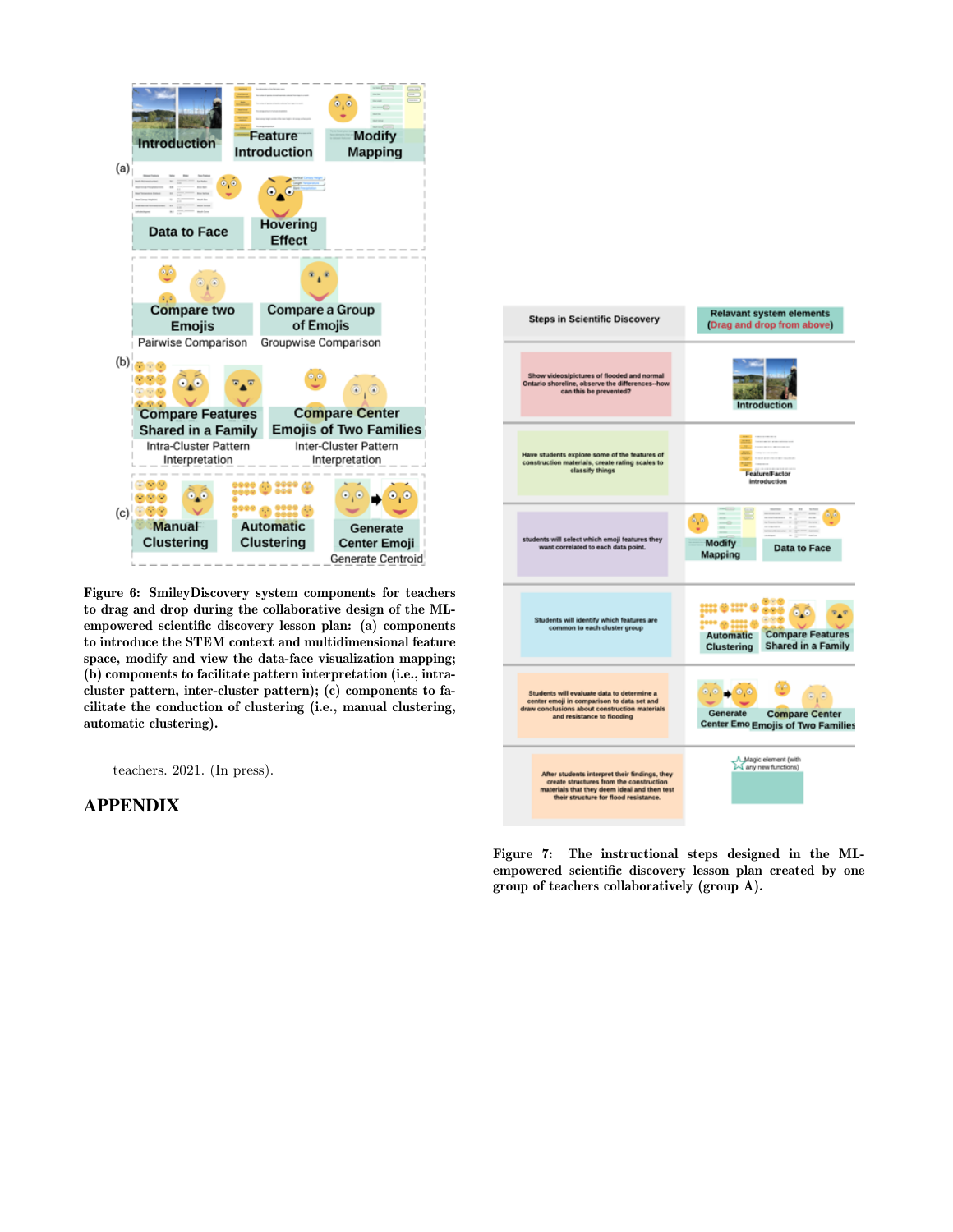**Figure 6: SmileyDiscovery system components for teachers to drag and drop during the collaborative design of the ML-empowered scientific discovery lesson plan: (a) components to introduce the STEM context and multidimensional feature space, modify and view the data-face visualization mapping; (b) components to facilitate pattern interpretation (i.e., intra-cluster pattern, inter-cluster pattern); (c) components to facilitate the conduction of clustering (i.e., manual clustering, automatic clustering).**

teachers. 2021. (In press).

# APPENDIX

**Figure 7: The instructional steps designed in the ML-empowered scientific discovery lesson plan created by one group of teachers collaboratively (group A).**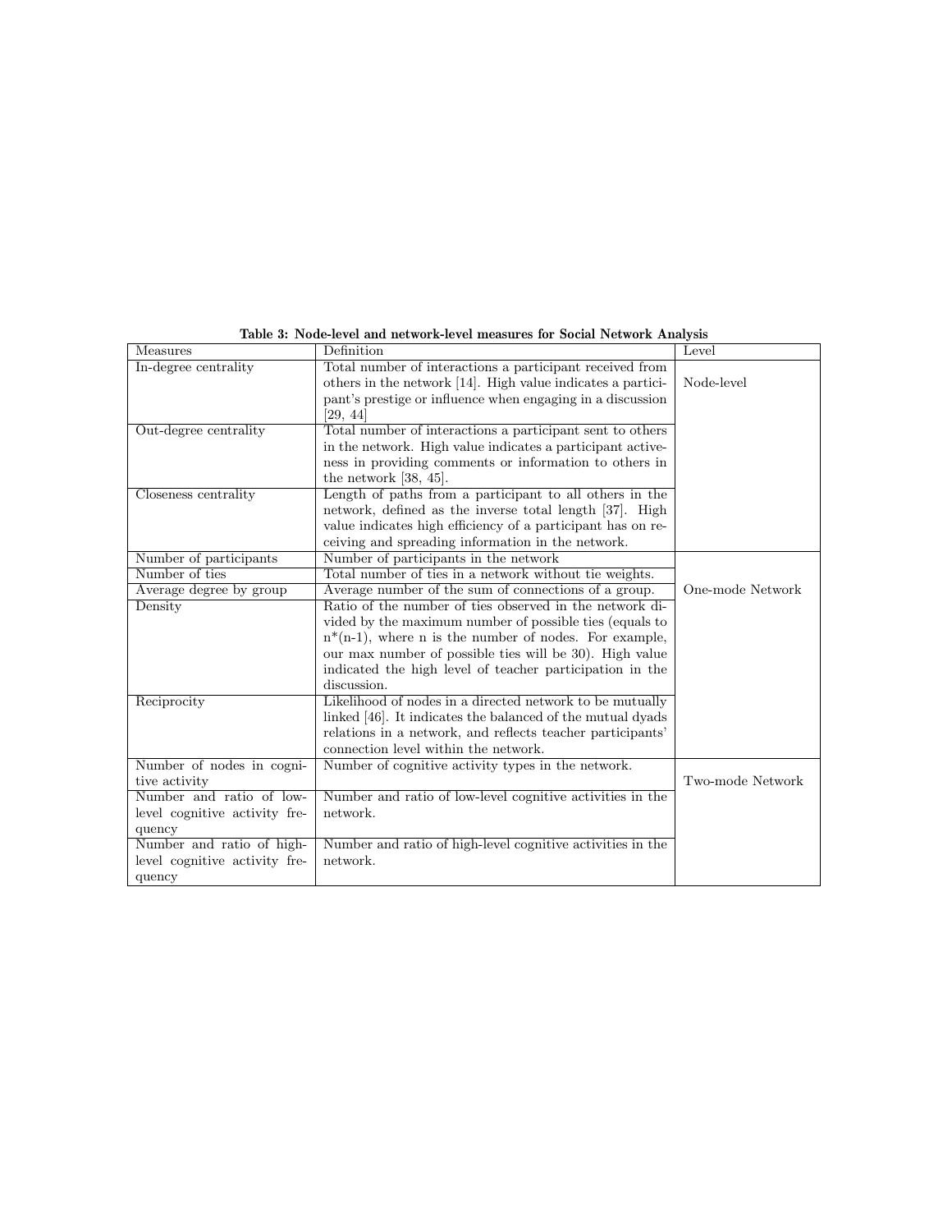**Table 3: Node-level and network-level measures for Social Network Analysis**

| Measures | Definition | Level |
|---|---|---|
| In-degree centrality | Total number of interactions a participant received from others in the network [14]. High value indicates a participant's prestige or influence when engaging in a discussion [29, 44] | Node-level |
| Out-degree centrality | Total number of interactions a participant sent to others in the network. High value indicates a participant activeness in providing comments or information to others in the network [38, 45]. | |
| Closeness centrality | Length of paths from a participant to all others in the network, defined as the inverse total length [37]. High value indicates high efficiency of a participant has on receiving and spreading information in the network. | |
| Number of participants | Number of participants in the network | One-mode Network |
| Number of ties | Total number of ties in a network without tie weights. | |
| Average degree by group | Average number of the sum of connections of a group. | |
| Density | Ratio of the number of ties observed in the network divided by the maximum number of possible ties (equals to n*(n-1), where n is the number of nodes. For example, our max number of possible ties will be 30). High value indicated the high level of teacher participation in the discussion. | |
| Reciprocity | Likelihood of nodes in a directed network to be mutually linked [46]. It indicates the balanced of the mutual dyads relations in a network, and reflects teacher participants' connection level within the network. | |
| Number of nodes in cognitive activity | Number of cognitive activity types in the network. | Two-mode Network |
| Number and ratio of low-level cognitive activity frequency | Number and ratio of low-level cognitive activities in the network. | |
| Number and ratio of high-level cognitive activity frequency | Number and ratio of high-level cognitive activities in the network. | |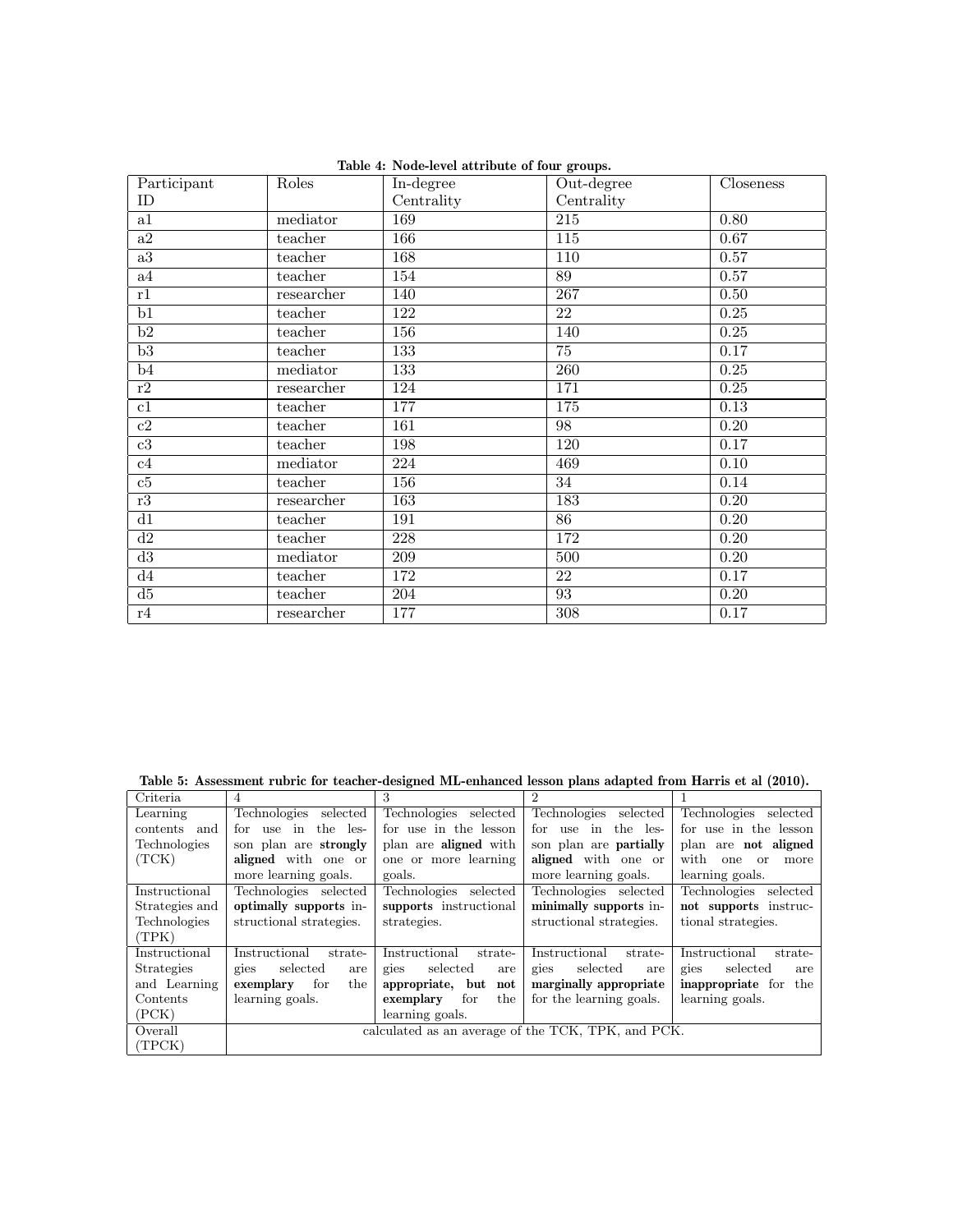**Table 4: Node-level attribute of four groups.**

| Participant ID | Roles | In-degree Centrality | Out-degree Centrality | Closeness |
|---|---|---|---|---|
| a1 | mediator | 169 | 215 | 0.80 |
| a2 | teacher | 166 | 115 | 0.67 |
| a3 | teacher | 168 | 110 | 0.57 |
| a4 | teacher | 154 | 89 | 0.57 |
| r1 | researcher | 140 | 267 | 0.50 |
| b1 | teacher | 122 | 22 | 0.25 |
| b2 | teacher | 156 | 140 | 0.25 |
| b3 | teacher | 133 | 75 | 0.17 |
| b4 | mediator | 133 | 260 | 0.25 |
| r2 | researcher | 124 | 171 | 0.25 |
| c1 | teacher | 177 | 175 | 0.13 |
| c2 | teacher | 161 | 98 | 0.20 |
| c3 | teacher | 198 | 120 | 0.17 |
| c4 | mediator | 224 | 469 | 0.10 |
| c5 | teacher | 156 | 34 | 0.14 |
| r3 | researcher | 163 | 183 | 0.20 |
| d1 | teacher | 191 | 86 | 0.20 |
| d2 | teacher | 228 | 172 | 0.20 |
| d3 | mediator | 209 | 500 | 0.20 |
| d4 | teacher | 172 | 22 | 0.17 |
| d5 | teacher | 204 | 93 | 0.20 |
| r4 | researcher | 177 | 308 | 0.17 |

**Table 5: Assessment rubric for teacher-designed ML-enhanced lesson plans adapted from Harris et al (2010).**

| Criteria | 4 | 3 | 2 | 1 |
|---|---|---|---|---|
| Learning contents and Technologies (TCK) | Technologies selected for use in the lesson plan are **strongly aligned** with one or more learning goals. | Technologies selected for use in the lesson plan are **aligned** with one or more learning goals. | Technologies selected for use in the lesson plan are **partially aligned** with one or more learning goals. | Technologies selected for use in the lesson plan are **not aligned** with one or more learning goals. |
| Instructional Strategies and Technologies (TPK) | Technologies selected **optimally supports** instructional strategies. | Technologies selected **supports** instructional strategies. | Technologies selected **minimally supports** instructional strategies. | Technologies selected **not supports** instructional strategies. |
| Instructional Strategies and Learning Contents (PCK) | Instructional strategies selected are **exemplary** for the learning goals. | Instructional strategies selected are **appropriate, but not exemplary** for the learning goals. | Instructional strategies selected are **marginally appropriate** for the learning goals. | Instructional strategies selected are **inappropriate** for the learning goals. |
| Overall (TPCK) | calculated as an average of the TCK, TPK, and PCK. | | | |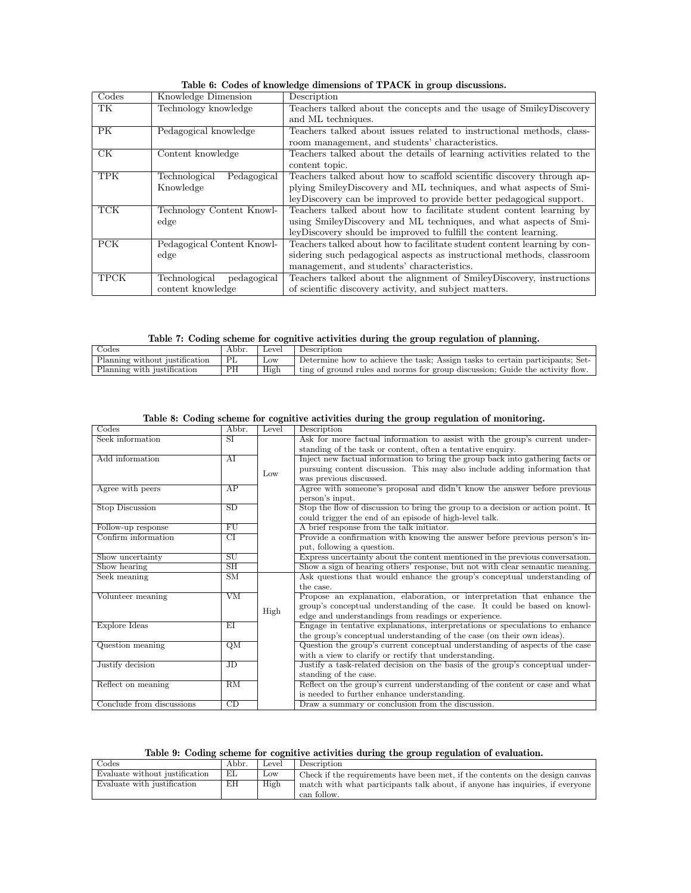**Table 6: Codes of knowledge dimensions of TPACK in group discussions.**

| Codes | Knowledge Dimension | Description |
|---|---|---|
| TK | Technology knowledge | Teachers talked about the concepts and the usage of SmileyDiscovery and ML techniques. |
| PK | Pedagogical knowledge | Teachers talked about issues related to instructional methods, classroom management, and students' characteristics. |
| CK | Content knowledge | Teachers talked about the details of learning activities related to the content topic. |
| TPK | Technological Pedagogical Knowledge | Teachers talked about how to scaffold scientific discovery through applying SmileyDiscovery and ML techniques, and what aspects of SmileyDiscovery can be improved to provide better pedagogical support. |
| TCK | Technology Content Knowledge | Teachers talked about how to facilitate student content learning by using SmileyDiscovery and ML techniques, and what aspects of SmileyDiscovery should be improved to fulfill the content learning. |
| PCK | Pedagogical Content Knowledge | Teachers talked about how to facilitate student content learning by considering such pedagogical aspects as instructional methods, classroom management, and students' characteristics. |
| TPCK | Technological pedagogical content knowledge | Teachers talked about the alignment of SmileyDiscovery, instructions of scientific discovery activity, and subject matters. |

**Table 7: Coding scheme for cognitive activities during the group regulation of planning.**

| Codes | Abbr. | Level | Description |
|---|---|---|---|
| Planning without justification | PL | Low | Determine how to achieve the task; Assign tasks to certain participants; Setting of ground rules and norms for group discussion; Guide the activity flow. |
| Planning with justification | PH | High | |

**Table 8: Coding scheme for cognitive activities during the group regulation of monitoring.**

| Codes | Abbr. | Level | Description |
|---|---|---|---|
| Seek information | SI | Low | Ask for more factual information to assist with the group's current understanding of the task or content, often a tentative enquiry. |
| Add information | AI | | Inject new factual information to bring the group back into gathering facts or pursuing content discussion. This may also include adding information that was previous discussed. |
| Agree with peers | AP | | Agree with someone's proposal and didn't know the answer before previous person's input. |
| Stop Discussion | SD | | Stop the flow of discussion to bring the group to a decision or action point. It could trigger the end of an episode of high-level talk. |
| Follow-up response | FU | | A brief response from the talk initiator. |
| Confirm information | CI | | Provide a confirmation with knowing the answer before previous person's input, following a question. |
| Show uncertainty | SU | | Express uncertainty about the content mentioned in the previous conversation. |
| Show hearing | SH | | Show a sign of hearing others' response, but not with clear semantic meaning. |
| Seek meaning | SM | High | Ask questions that would enhance the group's conceptual understanding of the case. |
| Volunteer meaning | VM | | Propose an explanation, elaboration, or interpretation that enhance the group's conceptual understanding of the case. It could be based on knowledge and understandings from readings or experience. |
| Explore Ideas | EI | | Engage in tentative explanations, interpretations or speculations to enhance the group's conceptual understanding of the case (on their own ideas). |
| Question meaning | QM | | Question the group's current conceptual understanding of aspects of the case with a view to clarify or rectify that understanding. |
| Justify decision | JD | | Justify a task-related decision on the basis of the group's conceptual understanding of the case. |
| Reflect on meaning | RM | | Reflect on the group's current understanding of the content or case and what is needed to further enhance understanding. |
| Conclude from discussions | CD | | Draw a summary or conclusion from the discussion. |

**Table 9: Coding scheme for cognitive activities during the group regulation of evaluation.**

| Codes | Abbr. | Level | Description |
|---|---|---|---|
| Evaluate without justification | EL | Low | Check if the requirements have been met, if the contents on the design canvas match with what participants talk about, if anyone has inquiries, if everyone can follow. |
| Evaluate with justification | EH | High | |